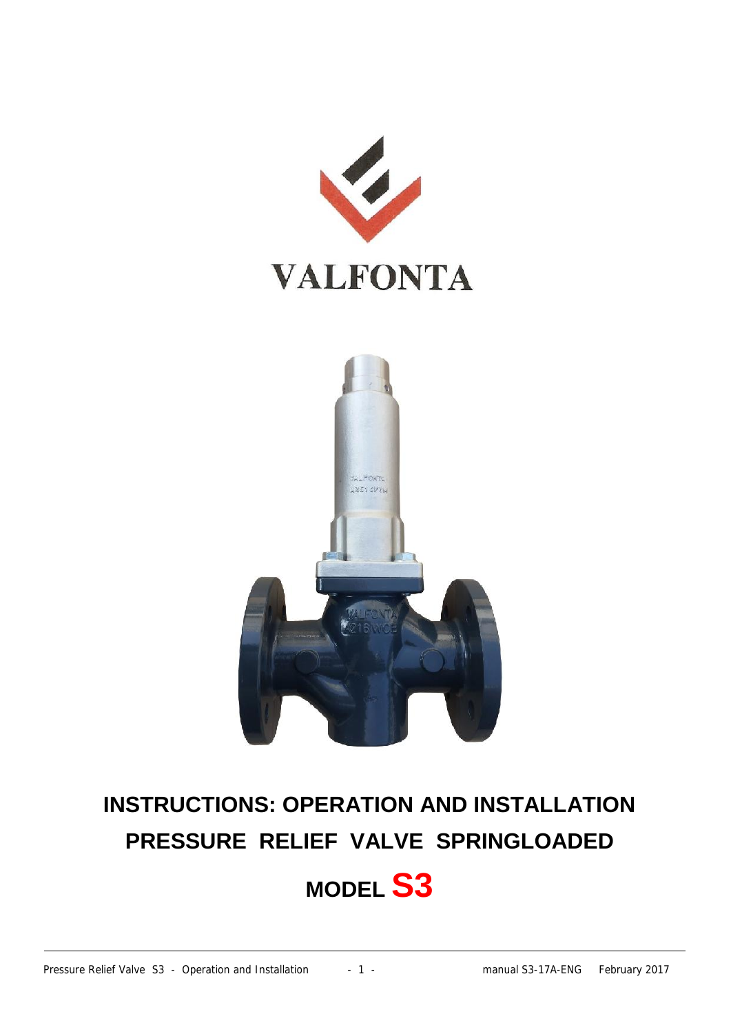VALFONTA

# INSTRUCTIONS: OPERATION AND INSTALLATION

## PRESSURE RELIEF VALVE SPRINGLOADED

## MODEL **S3**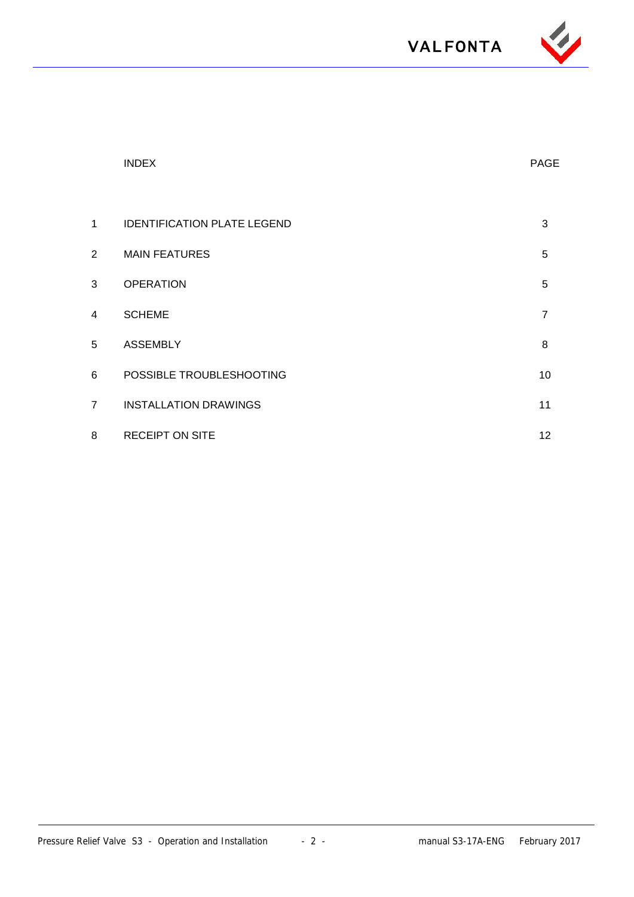|  | INDEX | PAGE |
|---|---|---|
| 1 | IDENTIFICATION PLATE LEGEND | 3 |
| 2 | MAIN FEATURES | 5 |
| 3 | OPERATION | 5 |
| 4 | SCHEME | 7 |
| 5 | ASSEMBLY | 8 |
| 6 | POSSIBLE TROUBLESHOOTING | 10 |
| 7 | INSTALLATION DRAWINGS | 11 |
| 8 | RECEIPT ON SITE | 12 |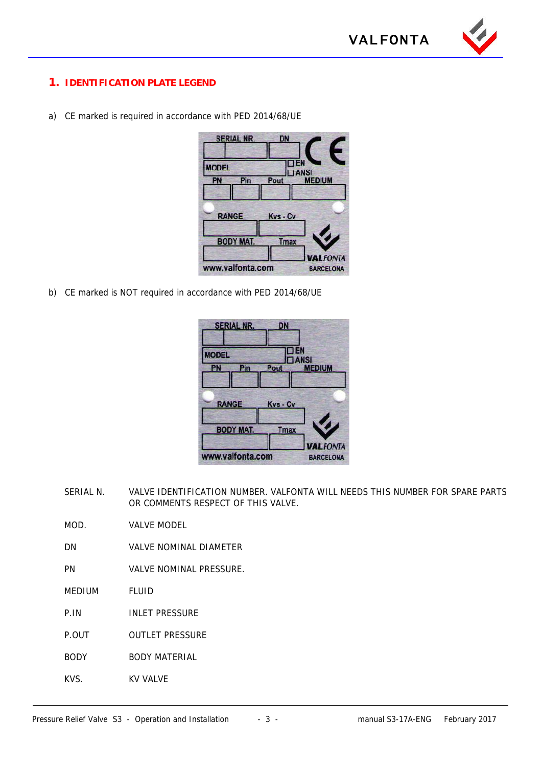## 1. IDENTIFICATION PLATE LEGEND

a) CE marked is required in accordance with PED 2014/68/UE

b) CE marked is NOT required in accordance with PED 2014/68/UE

| | |
|---|---|
| SERIAL N. | VALVE IDENTIFICATION NUMBER. VALFONTA WILL NEEDS THIS NUMBER FOR SPARE PARTS OR COMMENTS RESPECT OF THIS VALVE. |
| MOD. | VALVE MODEL |
| DN | VALVE NOMINAL DIAMETER |
| PN | VALVE NOMINAL PRESSURE. |
| MEDIUM | FLUID |
| P.IN | INLET PRESSURE |
| P.OUT | OUTLET PRESSURE |
| BODY | BODY MATERIAL |
| KVS. | KV VALVE |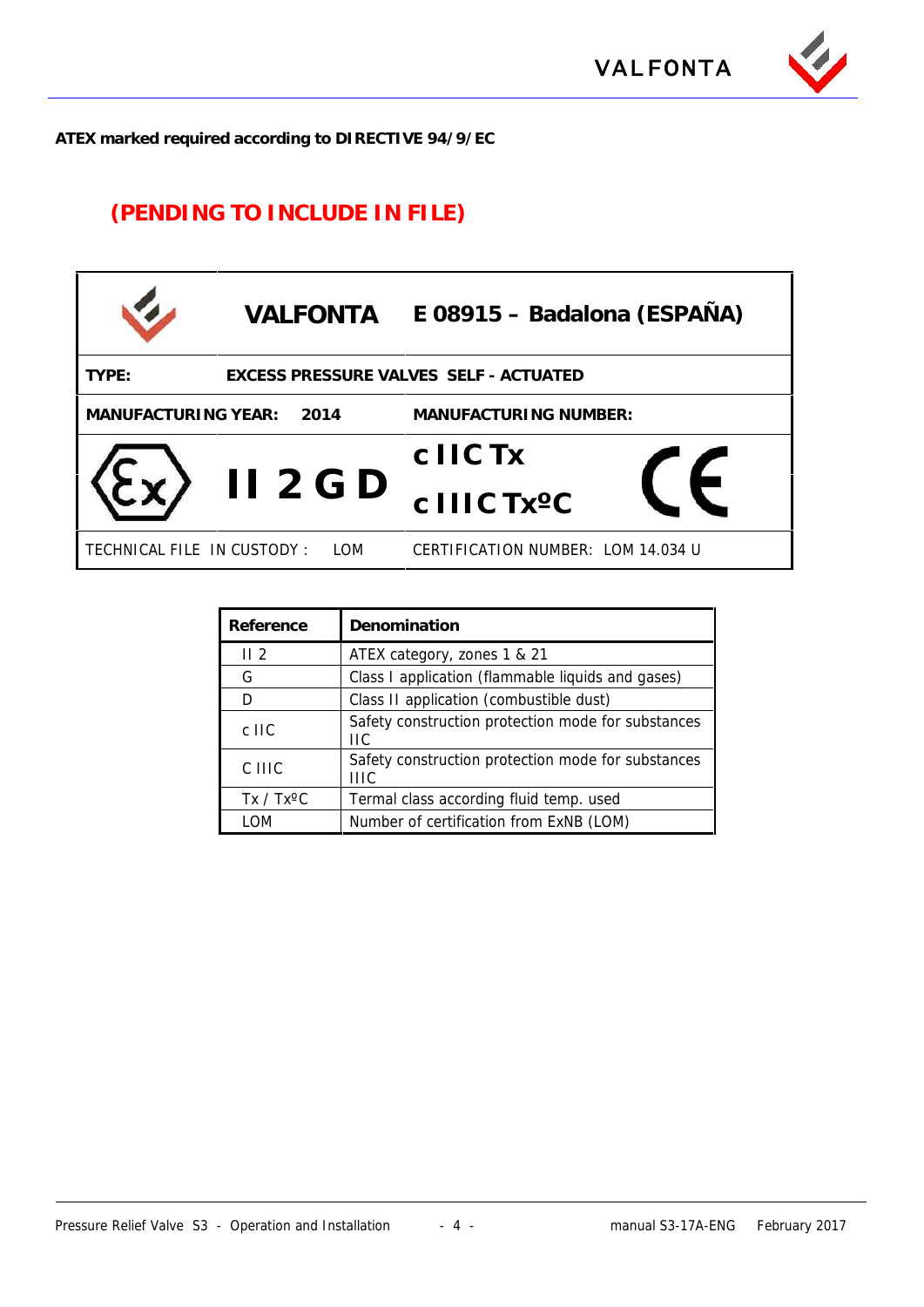**ATEX marked required according to DIRECTIVE 94/9/EC**

## (PENDING TO INCLUDE IN FILE)

| | VALFONTA | E 08915 – Badalona (ESPAÑA) |
|---|---|---|
| **TYPE:** | **EXCESS PRESSURE VALVES SELF - ACTUATED** | |
| **MANUFACTURING YEAR: 2014** | | **MANUFACTURING NUMBER:** |
| Ex | **II 2 G D** | **c IIC Tx**<br>**c IIIC TxºC** CE |
| TECHNICAL FILE IN CUSTODY : LOM | | CERTIFICATION NUMBER: LOM 14.034 U |

| Reference | Denomination |
|---|---|
| II 2 | ATEX category, zones 1 & 21 |
| G | Class I application (flammable liquids and gases) |
| D | Class II application (combustible dust) |
| c IIC | Safety construction protection mode for substances IIC |
| C IIIC | Safety construction protection mode for substances IIIC |
| Tx / TxºC | Termal class according fluid temp. used |
| LOM | Number of certification from ExNB (LOM) |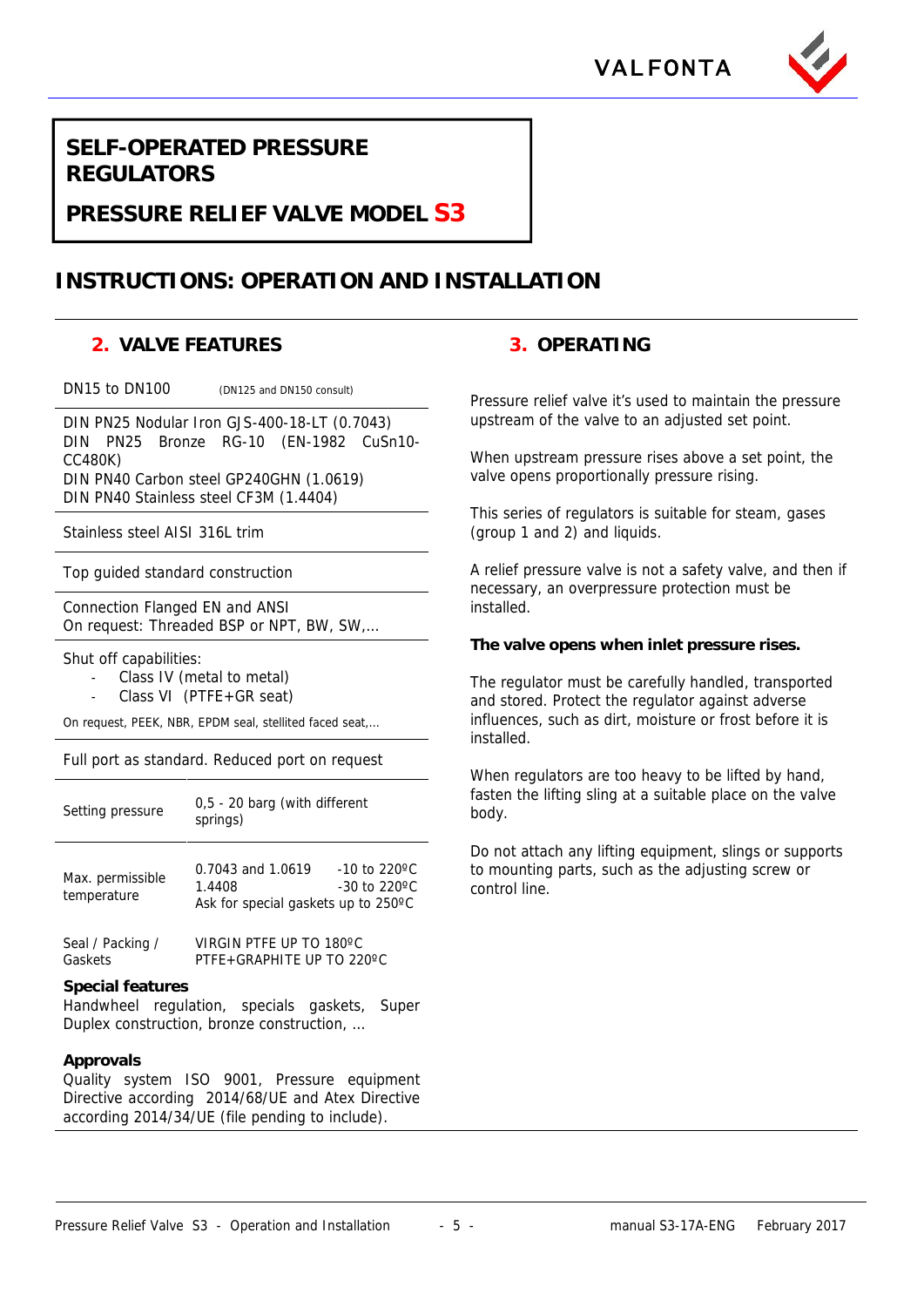# SELF-OPERATED PRESSURE REGULATORS

# PRESSURE RELIEF VALVE MODEL S3

# INSTRUCTIONS: OPERATION AND INSTALLATION

## 2. VALVE FEATURES

DN15 to DN100 (DN125 and DN150 consult)

DIN PN25 Nodular Iron GJS-400-18-LT (0.7043)
DIN PN25 Bronze RG-10 (EN-1982 CuSn10-CC480K)
DIN PN40 Carbon steel GP240GHN (1.0619)
DIN PN40 Stainless steel CF3M (1.4404)

Stainless steel AISI 316L trim

Top guided standard construction

Connection Flanged EN and ANSI
On request: Threaded BSP or NPT, BW, SW,...

Shut off capabilities:

- Class IV (metal to metal)
- Class VI (PTFE+GR seat)

On request, PEEK, NBR, EPDM seal, stellited faced seat,...

Full port as standard. Reduced port on request

| | |
|---|---|
| Setting pressure | 0,5 - 20 barg (with different springs) |
| Max. permissible temperature | 0.7043 and 1.0619 -10 to 220ºC<br>1.4408 -30 to 220ºC<br>Ask for special gaskets up to 250ºC |
| Seal / Packing / Gaskets | VIRGIN PTFE UP TO 180ºC<br>PTFE+GRAPHITE UP TO 220ºC |

**Special features**
Handwheel regulation, specials gaskets, Super Duplex construction, bronze construction, ...

**Approvals**
Quality system ISO 9001, Pressure equipment Directive according 2014/68/UE and Atex Directive according 2014/34/UE (file pending to include).

## 3. OPERATING

Pressure relief valve it's used to maintain the pressure upstream of the valve to an adjusted set point.

When upstream pressure rises above a set point, the valve opens proportionally pressure rising.

This series of regulators is suitable for steam, gases (group 1 and 2) and liquids.

A relief pressure valve is not a safety valve, and then if necessary, an overpressure protection must be installed.

**The valve opens when inlet pressure rises.**

The regulator must be carefully handled, transported and stored. Protect the regulator against adverse influences, such as dirt, moisture or frost before it is installed.

When regulators are too heavy to be lifted by hand, fasten the lifting sling at a suitable place on the valve body.

Do not attach any lifting equipment, slings or supports to mounting parts, such as the adjusting screw or control line.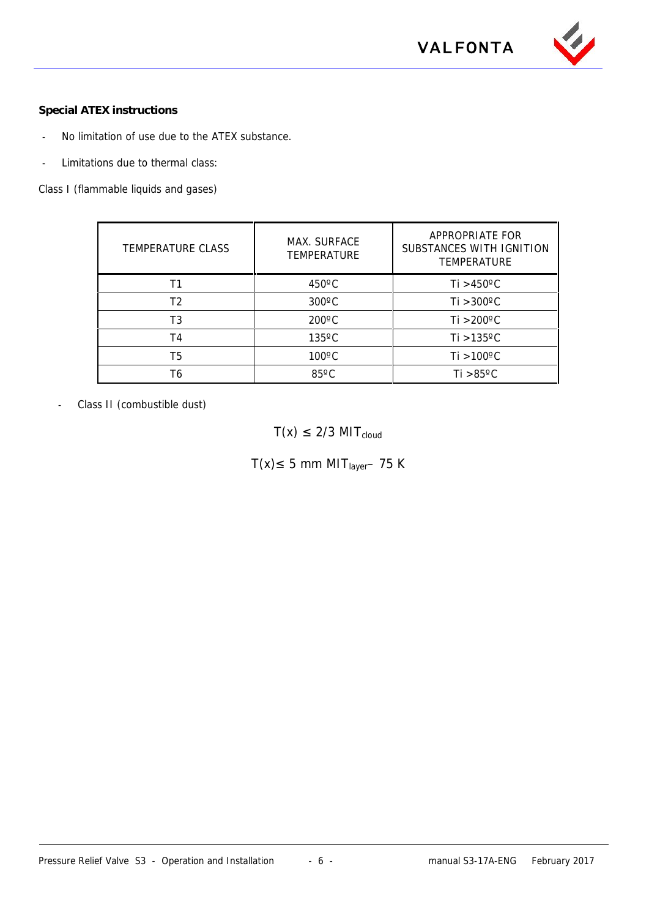**Special ATEX instructions**

- No limitation of use due to the ATEX substance.
- Limitations due to thermal class:

Class I (flammable liquids and gases)

| TEMPERATURE CLASS | MAX. SURFACE TEMPERATURE | APPROPRIATE FOR SUBSTANCES WITH IGNITION TEMPERATURE |
|---|---|---|
| T1 | 450ºC | Ti >450ºC |
| T2 | 300ºC | Ti >300ºC |
| T3 | 200ºC | Ti >200ºC |
| T4 | 135ºC | Ti >135ºC |
| T5 | 100ºC | Ti >100ºC |
| T6 | 85ºC | Ti >85ºC |

- Class II (combustible dust)

$$T(x) \leq 2/3\ MIT_{cloud}$$

$$T(x) \leq 5\ mm\ MIT_{layer} - 75\ K$$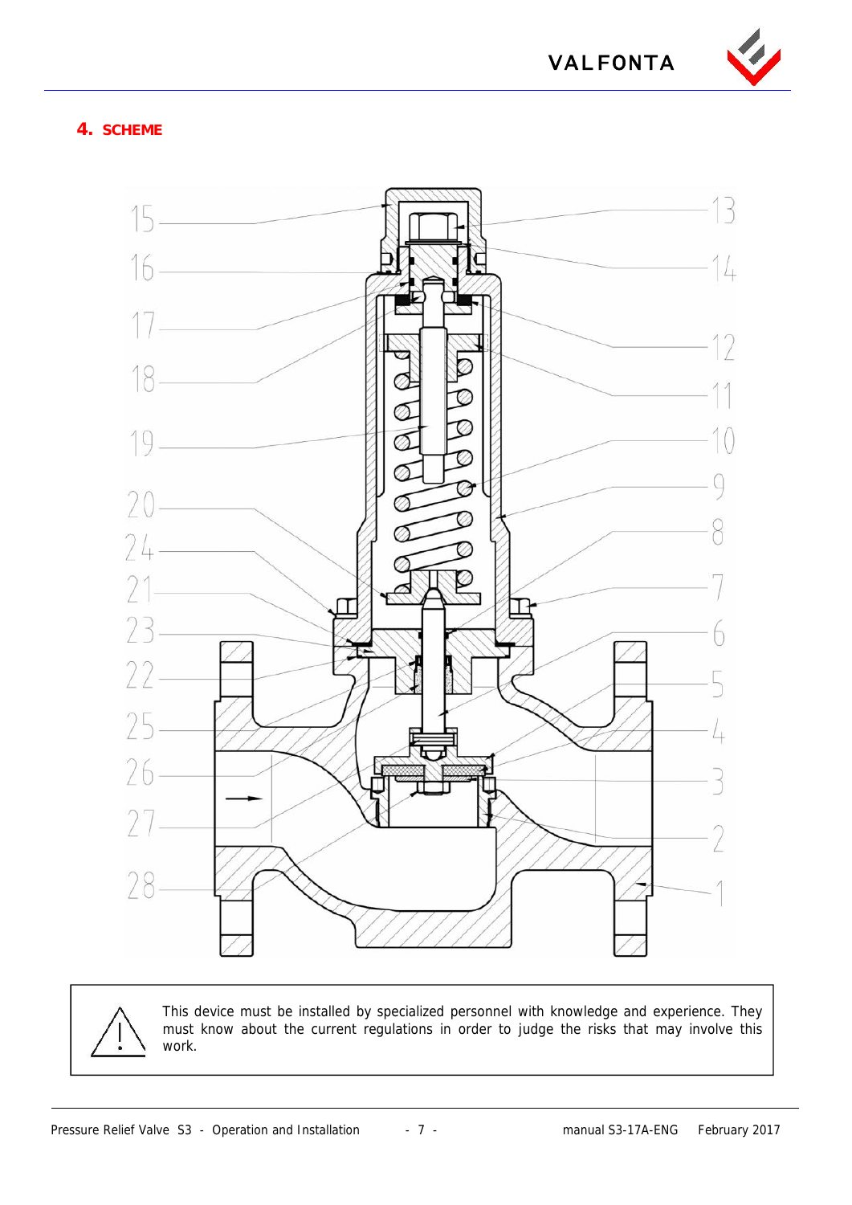## 4. SCHEME

15 16 17 18 19 20 24 21 23 22 25 26 27 28

13 14 12 11 10 9 8 7 6 5 4 3 2 1

This device must be installed by specialized personnel with knowledge and experience. They must know about the current regulations in order to judge the risks that may involve this work.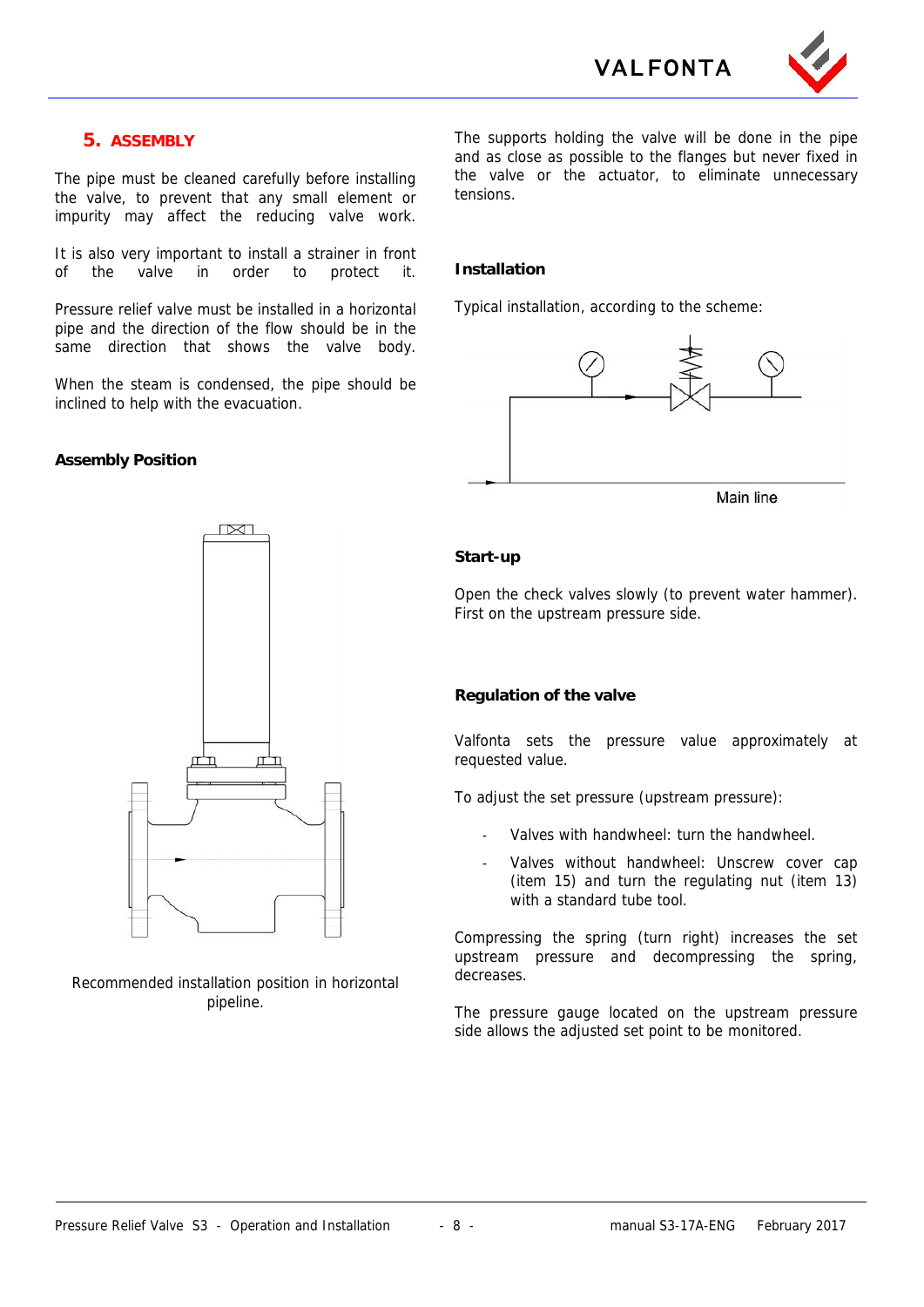## 5. ASSEMBLY

The pipe must be cleaned carefully before installing the valve, to prevent that any small element or impurity may affect the reducing valve work.

It is also very important to install a strainer in front of the valve in order to protect it.

Pressure relief valve must be installed in a horizontal pipe and the direction of the flow should be in the same direction that shows the valve body.

When the steam is condensed, the pipe should be inclined to help with the evacuation.

### Assembly Position

Recommended installation position in horizontal pipeline.

The supports holding the valve will be done in the pipe and as close as possible to the flanges but never fixed in the valve or the actuator, to eliminate unnecessary tensions.

### Installation

Typical installation, according to the scheme:

Main line

### Start-up

Open the check valves slowly (to prevent water hammer). First on the upstream pressure side.

### Regulation of the valve

Valfonta sets the pressure value approximately at requested value.

To adjust the set pressure (upstream pressure):

- Valves with handwheel: turn the handwheel.
- Valves without handwheel: Unscrew cover cap (item 15) and turn the regulating nut (item 13) with a standard tube tool.

Compressing the spring (turn right) increases the set upstream pressure and decompressing the spring, decreases.

The pressure gauge located on the upstream pressure side allows the adjusted set point to be monitored.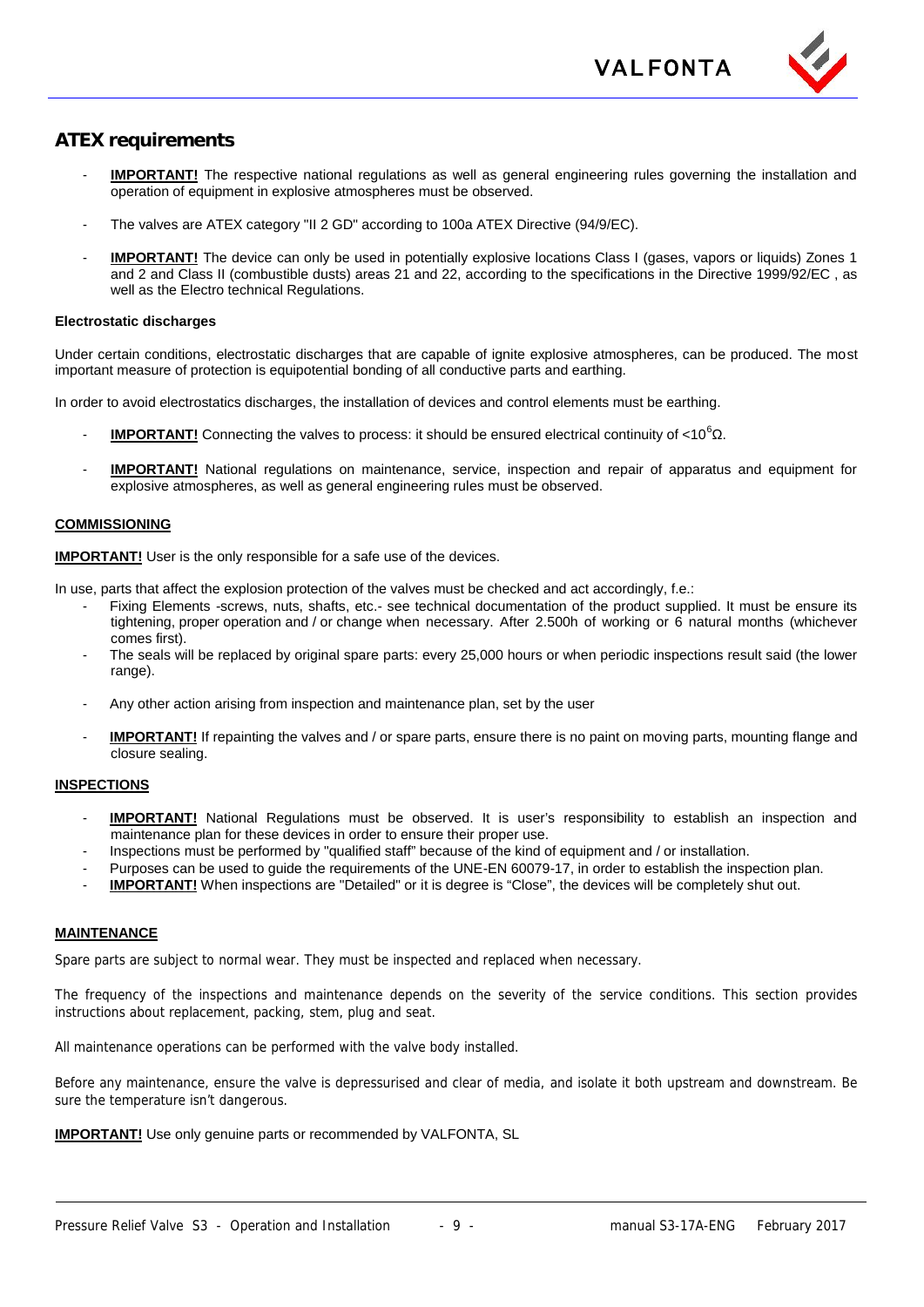## ATEX requirements

- **IMPORTANT!** The respective national regulations as well as general engineering rules governing the installation and operation of equipment in explosive atmospheres must be observed.
- The valves are ATEX category "II 2 GD" according to 100a ATEX Directive (94/9/EC).
- **IMPORTANT!** The device can only be used in potentially explosive locations Class I (gases, vapors or liquids) Zones 1 and 2 and Class II (combustible dusts) areas 21 and 22, according to the specifications in the Directive 1999/92/EC , as well as the Electro technical Regulations.

**Electrostatic discharges**

Under certain conditions, electrostatic discharges that are capable of ignite explosive atmospheres, can be produced. The most important measure of protection is equipotential bonding of all conductive parts and earthing.

In order to avoid electrostatics discharges, the installation of devices and control elements must be earthing.

- **IMPORTANT!** Connecting the valves to process: it should be ensured electrical continuity of $<10^6\Omega$.
- **IMPORTANT!** National regulations on maintenance, service, inspection and repair of apparatus and equipment for explosive atmospheres, as well as general engineering rules must be observed.

**COMMISSIONING**

**IMPORTANT!** User is the only responsible for a safe use of the devices.

In use, parts that affect the explosion protection of the valves must be checked and act accordingly, f.e.:

- Fixing Elements -screws, nuts, shafts, etc.- see technical documentation of the product supplied. It must be ensure its tightening, proper operation and / or change when necessary. After 2.500h of working or 6 natural months (whichever comes first).
- The seals will be replaced by original spare parts: every 25,000 hours or when periodic inspections result said (the lower range).
- Any other action arising from inspection and maintenance plan, set by the user
- **IMPORTANT!** If repainting the valves and / or spare parts, ensure there is no paint on moving parts, mounting flange and closure sealing.

**INSPECTIONS**

- **IMPORTANT!** National Regulations must be observed. It is user's responsibility to establish an inspection and maintenance plan for these devices in order to ensure their proper use.
- Inspections must be performed by "qualified staff" because of the kind of equipment and / or installation.
- Purposes can be used to guide the requirements of the UNE-EN 60079-17, in order to establish the inspection plan.
- **IMPORTANT!** When inspections are "Detailed" or it is degree is "Close", the devices will be completely shut out.

**MAINTENANCE**

Spare parts are subject to normal wear. They must be inspected and replaced when necessary.

The frequency of the inspections and maintenance depends on the severity of the service conditions. This section provides instructions about replacement, packing, stem, plug and seat.

All maintenance operations can be performed with the valve body installed.

Before any maintenance, ensure the valve is depressurised and clear of media, and isolate it both upstream and downstream. Be sure the temperature isn't dangerous.

**IMPORTANT!** Use only genuine parts or recommended by VALFONTA, SL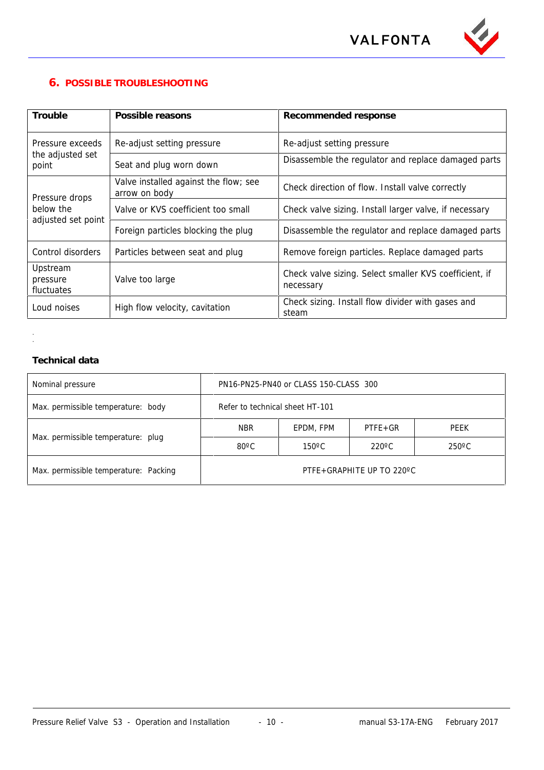## 6. POSSIBLE TROUBLESHOOTING

| Trouble | Possible reasons | Recommended response |
|---|---|---|
| Pressure exceeds the adjusted set point | Re-adjust setting pressure | Re-adjust setting pressure |
| | Seat and plug worn down | Disassemble the regulator and replace damaged parts |
| Pressure drops below the adjusted set point | Valve installed against the flow; see arrow on body | Check direction of flow. Install valve correctly |
| | Valve or KVS coefficient too small | Check valve sizing. Install larger valve, if necessary |
| | Foreign particles blocking the plug | Disassemble the regulator and replace damaged parts |
| Control disorders | Particles between seat and plug | Remove foreign particles. Replace damaged parts |
| Upstream pressure fluctuates | Valve too large | Check valve sizing. Select smaller KVS coefficient, if necessary |
| Loud noises | High flow velocity, cavitation | Check sizing. Install flow divider with gases and steam |

**Technical data**

| | | | | |
|---|---|---|---|---|
| Nominal pressure | PN16-PN25-PN40 or CLASS 150-CLASS 300 | | | |
| Max. permissible temperature: body | Refer to technical sheet HT-101 | | | |
| Max. permissible temperature: plug | NBR | EPDM, FPM | PTFE+GR | PEEK |
| | 80ºC | 150ºC | 220ºC | 250ºC |
| Max. permissible temperature: Packing | PTFE+GRAPHITE UP TO 220ºC | | | |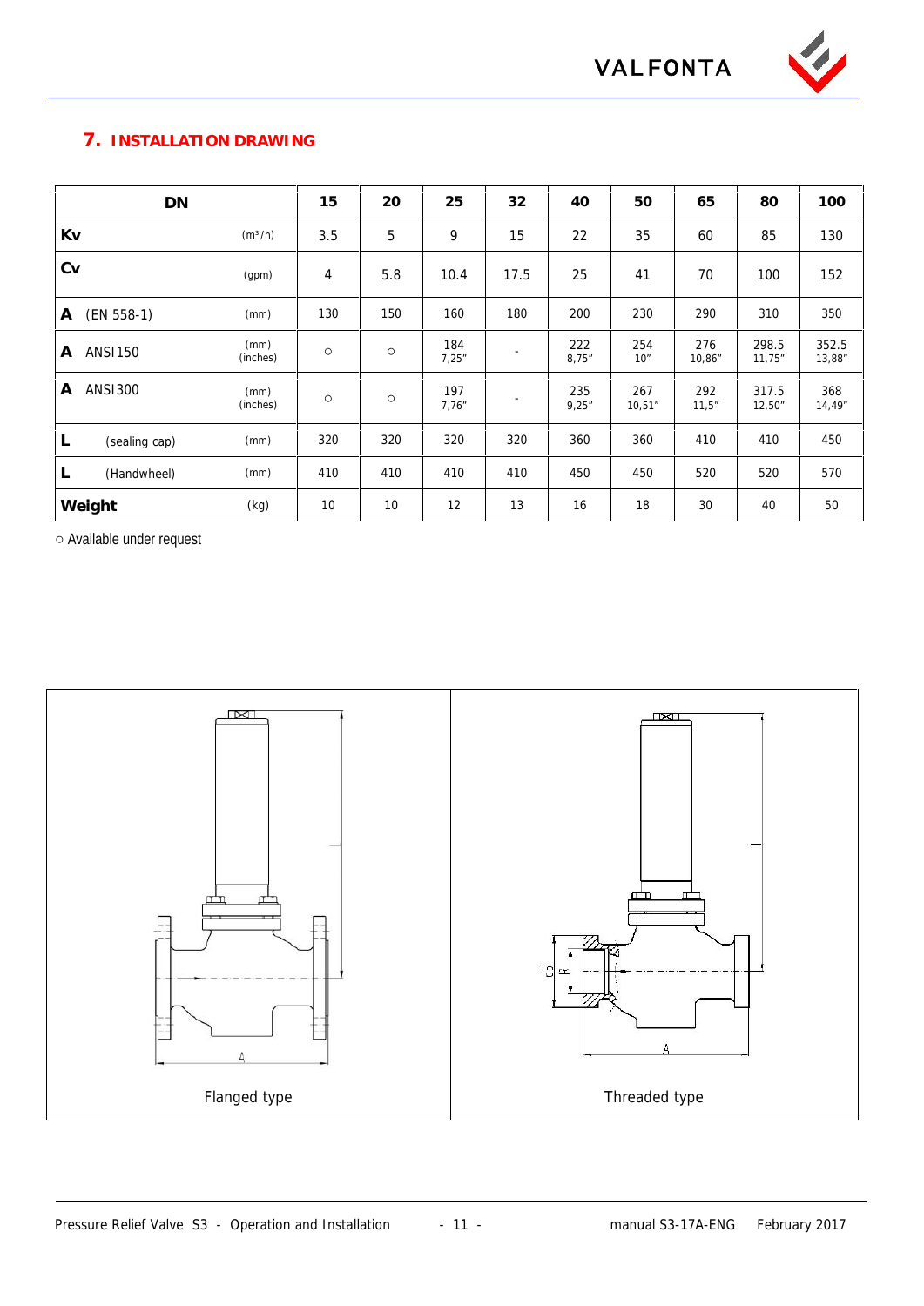## 7. INSTALLATION DRAWING

| DN | | 15 | 20 | 25 | 32 | 40 | 50 | 65 | 80 | 100 |
|---|---|---|---|---|---|---|---|---|---|---|
| **Kv** | ($m^3$/h) | 3.5 | 5 | 9 | 15 | 22 | 35 | 60 | 85 | 130 |
| **Cv** | (gpm) | 4 | 5.8 | 10.4 | 17.5 | 25 | 41 | 70 | 100 | 152 |
| **A** (EN 558-1) | (mm) | 130 | 150 | 160 | 180 | 200 | 230 | 290 | 310 | 350 |
| **A** ANSI150 | (mm) (inches) | ○ | ○ | 184 7,25" | - | 222 8,75" | 254 10" | 276 10,86" | 298.5 11,75" | 352.5 13,88" |
| **A** ANSI300 | (mm) (inches) | ○ | ○ | 197 7,76" | - | 235 9,25" | 267 10,51" | 292 11,5" | 317.5 12,50" | 368 14,49" |
| **L** (sealing cap) | (mm) | 320 | 320 | 320 | 320 | 360 | 360 | 410 | 410 | 450 |
| **L** (Handwheel) | (mm) | 410 | 410 | 410 | 410 | 450 | 450 | 520 | 520 | 570 |
| **Weight** | (kg) | 10 | 10 | 12 | 13 | 16 | 18 | 30 | 40 | 50 |

○ Available under request

Flanged type

Threaded type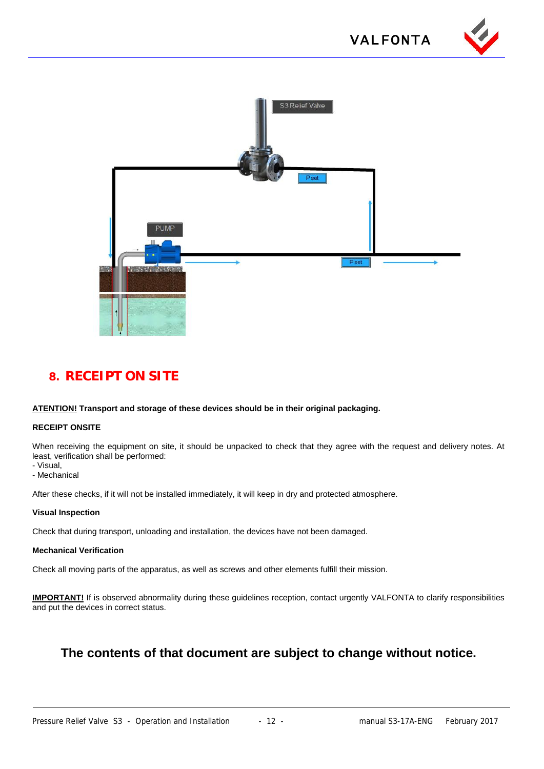S3 Relief Valve

Pset

PUMP

Pset

## 8. RECEIPT ON SITE

**<u>ATENTION!</u> Transport and storage of these devices should be in their original packaging.**

**RECEIPT ONSITE**

When receiving the equipment on site, it should be unpacked to check that they agree with the request and delivery notes. At least, verification shall be performed:
- Visual,
- Mechanical

After these checks, if it will not be installed immediately, it will keep in dry and protected atmosphere.

**Visual Inspection**

Check that during transport, unloading and installation, the devices have not been damaged.

**Mechanical Verification**

Check all moving parts of the apparatus, as well as screws and other elements fulfill their mission.

**<u>IMPORTANT!</u>** If is observed abnormality during these guidelines reception, contact urgently VALFONTA to clarify responsibilities and put the devices in correct status.

**The contents of that document are subject to change without notice.**